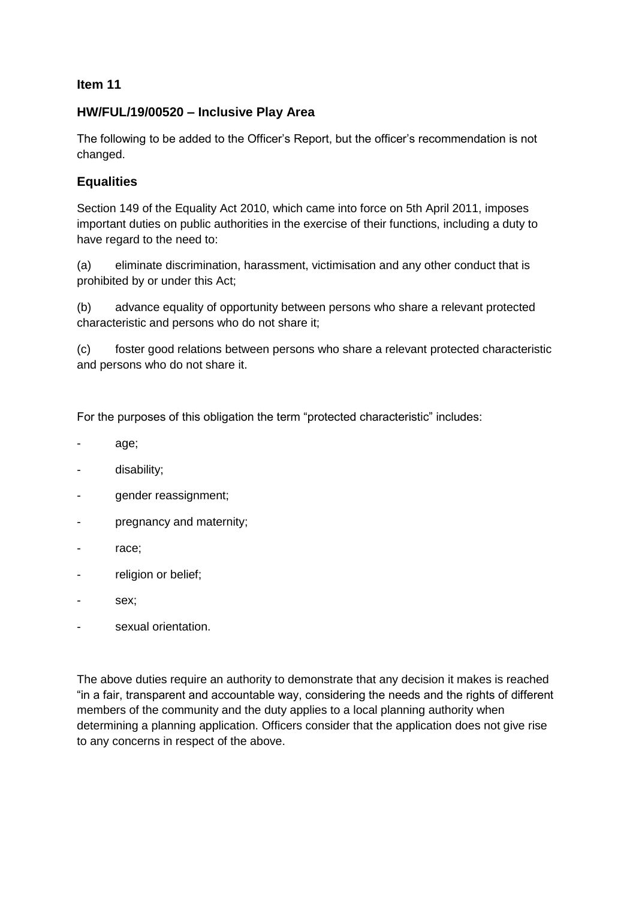**Item 11**

### HW/FUL/19/00520 – Inclusive Play Area

The following to be added to the Officer's Report, but the officer's recommendation is not changed.

## Equalities

Section 149 of the Equality Act 2010, which came into force on 5th April 2011, imposes important duties on public authorities in the exercise of their functions, including a duty to have regard to the need to:

(a) eliminate discrimination, harassment, victimisation and any other conduct that is prohibited by or under this Act;

(b) advance equality of opportunity between persons who share a relevant protected characteristic and persons who do not share it;

(c) foster good relations between persons who share a relevant protected characteristic and persons who do not share it.

For the purposes of this obligation the term "protected characteristic" includes:

- age;
- disability;
- gender reassignment;
- pregnancy and maternity;
- race;
- religion or belief;
- sex;
- sexual orientation.

The above duties require an authority to demonstrate that any decision it makes is reached "in a fair, transparent and accountable way, considering the needs and the rights of different members of the community and the duty applies to a local planning authority when determining a planning application. Officers consider that the application does not give rise to any concerns in respect of the above.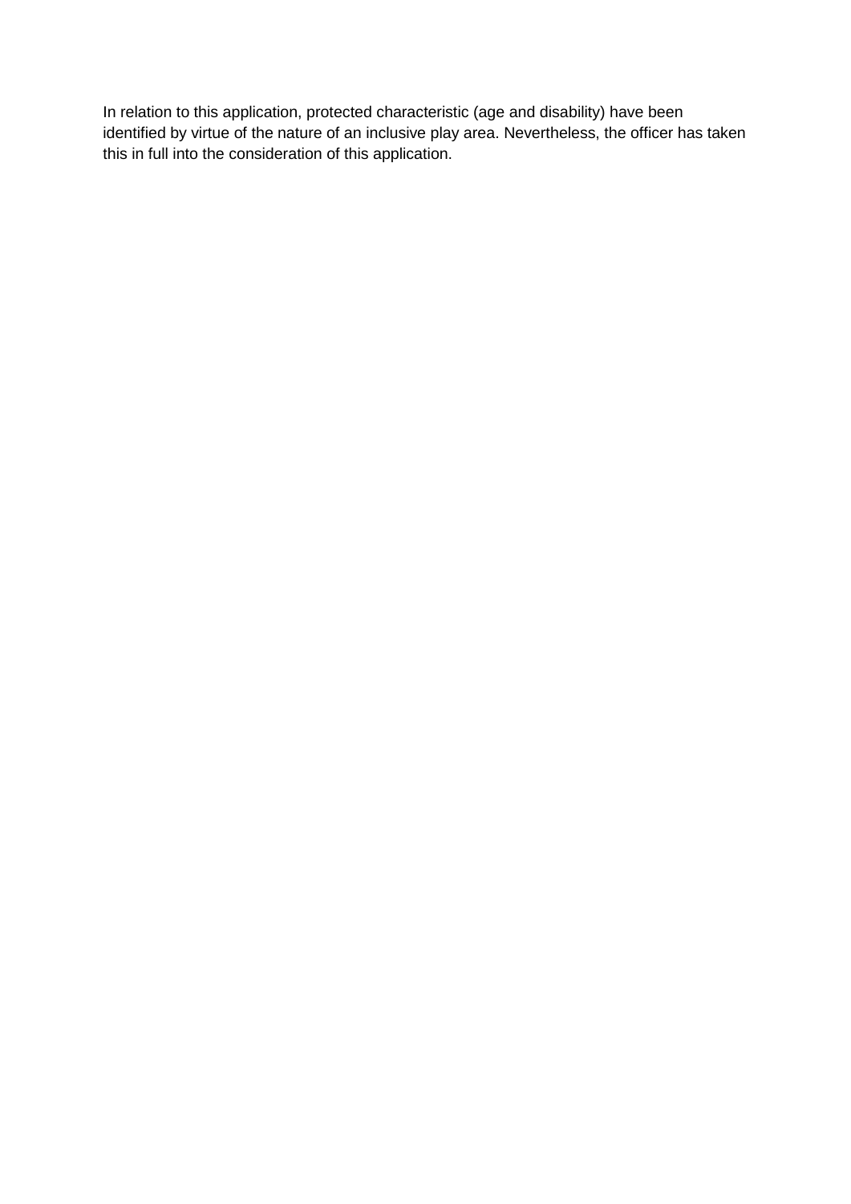In relation to this application, protected characteristic (age and disability) have been identified by virtue of the nature of an inclusive play area. Nevertheless, the officer has taken this in full into the consideration of this application.